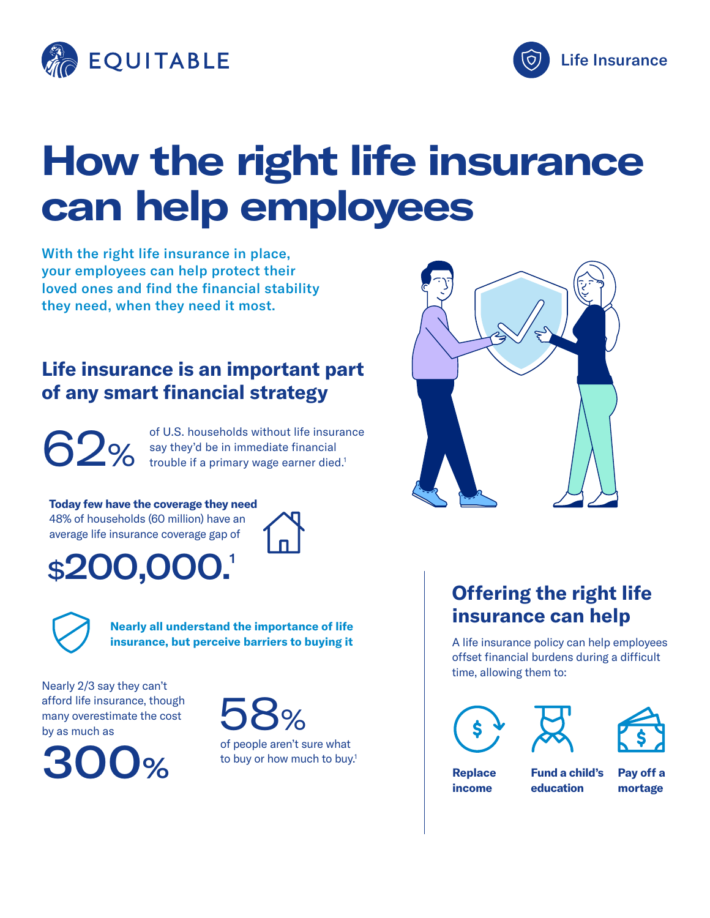EQUITABLE

Life Insurance

# How the right life insurance can help employees

With the right life insurance in place, your employees can help protect their loved ones and find the financial stability they need, when they need it most.

## Life insurance is an important part of any smart financial strategy

**62%** of U.S. households without life insurance say they'd be in immediate financial trouble if a primary wage earner died.[1]

**Today few have the coverage they need**
48% of households (60 million) have an average life insurance coverage gap of

**$200,000.**[1]

**Nearly all understand the importance of life insurance, but perceive barriers to buying it**

Nearly 2/3 say they can't afford life insurance, though many overestimate the cost by as much as

**300%**

**58%** of people aren't sure what to buy or how much to buy.[1]

## Offering the right life insurance can help

A life insurance policy can help employees offset financial burdens during a difficult time, allowing them to:

- **Replace income**
- **Fund a child's education**
- **Pay off a mortage**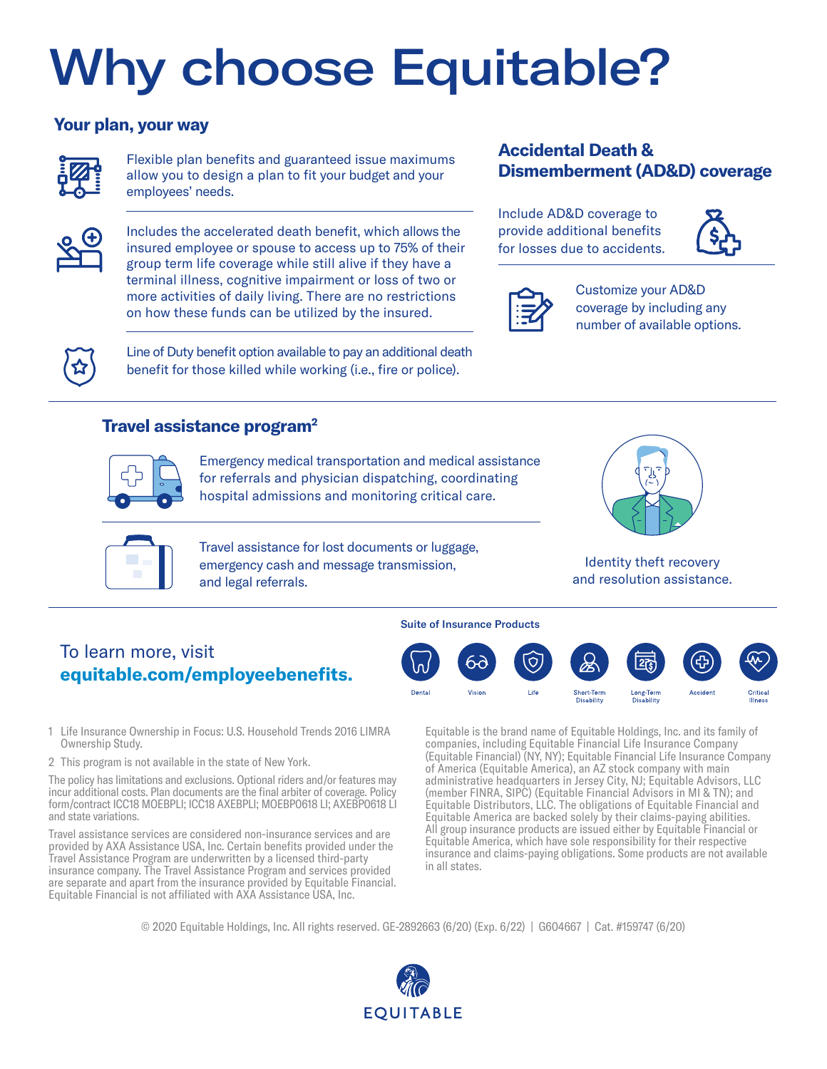# Why choose Equitable?

## Your plan, your way

Flexible plan benefits and guaranteed issue maximums allow you to design a plan to fit your budget and your employees' needs.

Includes the accelerated death benefit, which allows the insured employee or spouse to access up to 75% of their group term life coverage while still alive if they have a terminal illness, cognitive impairment or loss of two or more activities of daily living. There are no restrictions on how these funds can be utilized by the insured.

Line of Duty benefit option available to pay an additional death benefit for those killed while working (i.e., fire or police).

## Accidental Death & Dismemberment (AD&D) coverage

Include AD&D coverage to provide additional benefits for losses due to accidents.

Customize your AD&D coverage by including any number of available options.

## Travel assistance program[2]

Emergency medical transportation and medical assistance for referrals and physician dispatching, coordinating hospital admissions and monitoring critical care.

Travel assistance for lost documents or luggage, emergency cash and message transmission, and legal referrals.

Identity theft recovery and resolution assistance.

To learn more, visit **equitable.com/employeebenefits.**

**Suite of Insurance Products**

Dental
Vision
Life
Short-Term Disability
Long-Term Disability
Accident
Critical Illness

1 Life Insurance Ownership in Focus: U.S. Household Trends 2016 LIMRA Ownership Study.

2 This program is not available in the state of New York.

The policy has limitations and exclusions. Optional riders and/or features may incur additional costs. Plan documents are the final arbiter of coverage. Policy form/contract ICC18 MOEBPLI; ICC18 AXEBPLI; MOEBP0618 LI; AXEBP0618 LI and state variations.

Travel assistance services are considered non-insurance services and are provided by AXA Assistance USA, Inc. Certain benefits provided under the Travel Assistance Program are underwritten by a licensed third-party insurance company. The Travel Assistance Program and services provided are separate and apart from the insurance provided by Equitable Financial. Equitable Financial is not affiliated with AXA Assistance USA, Inc.

Equitable is the brand name of Equitable Holdings, Inc. and its family of companies, including Equitable Financial Life Insurance Company (Equitable Financial) (NY, NY); Equitable Financial Life Insurance Company of America (Equitable America), an AZ stock company with main administrative headquarters in Jersey City, NJ; Equitable Advisors, LLC (member FINRA, SIPC) (Equitable Financial Advisors in MI & TN); and Equitable Distributors, LLC. The obligations of Equitable Financial and Equitable America are backed solely by their claims-paying abilities. All group insurance products are issued either by Equitable Financial or Equitable America, which have sole responsibility for their respective insurance and claims-paying obligations. Some products are not available in all states.

© 2020 Equitable Holdings, Inc. All rights reserved. GE-2892663 (6/20) (Exp. 6/22) | G604667 | Cat. #159747 (6/20)

EQUITABLE